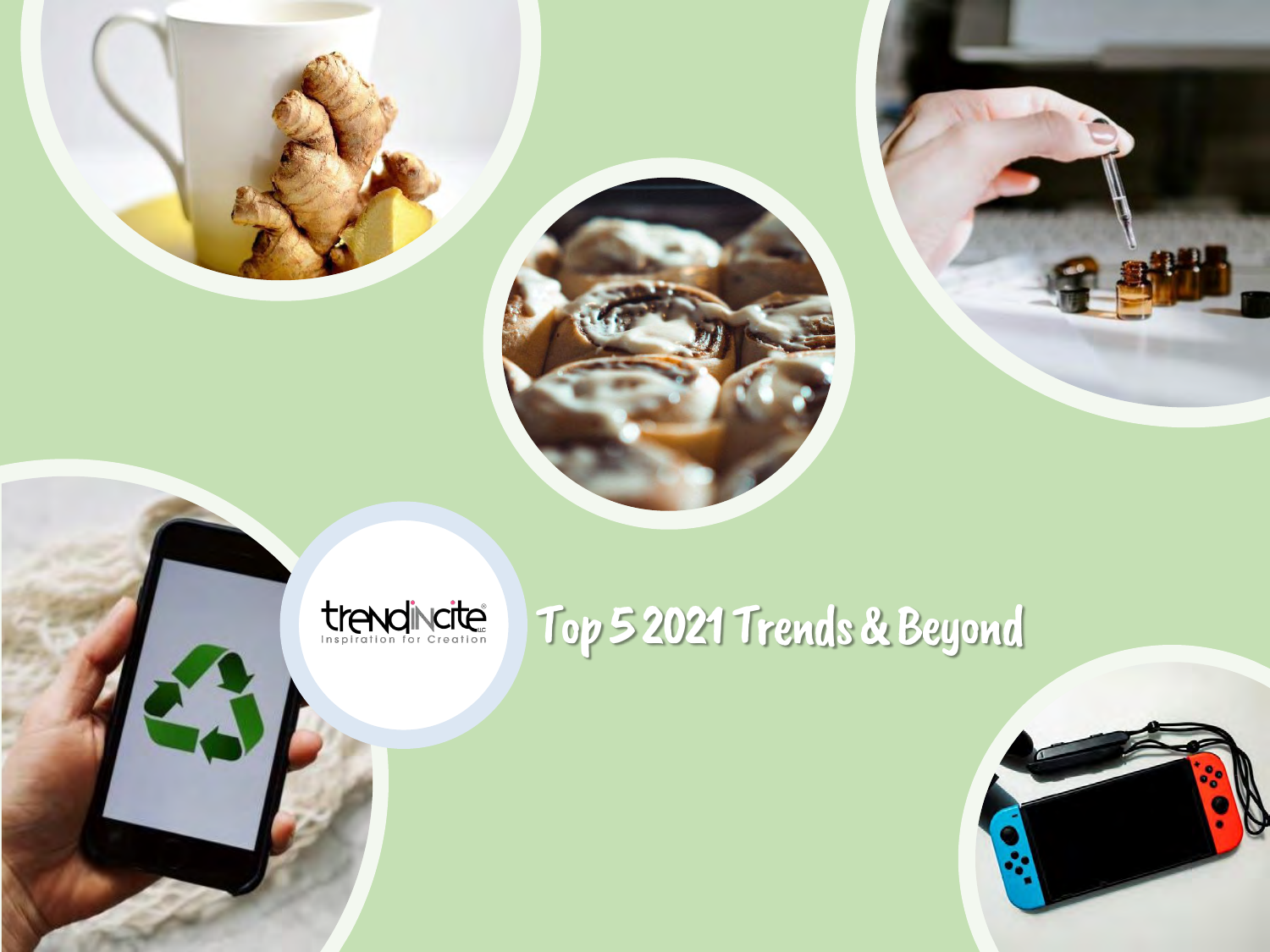trendincite
Inspiration for Creation

# Top 5 2021 Trends & Beyond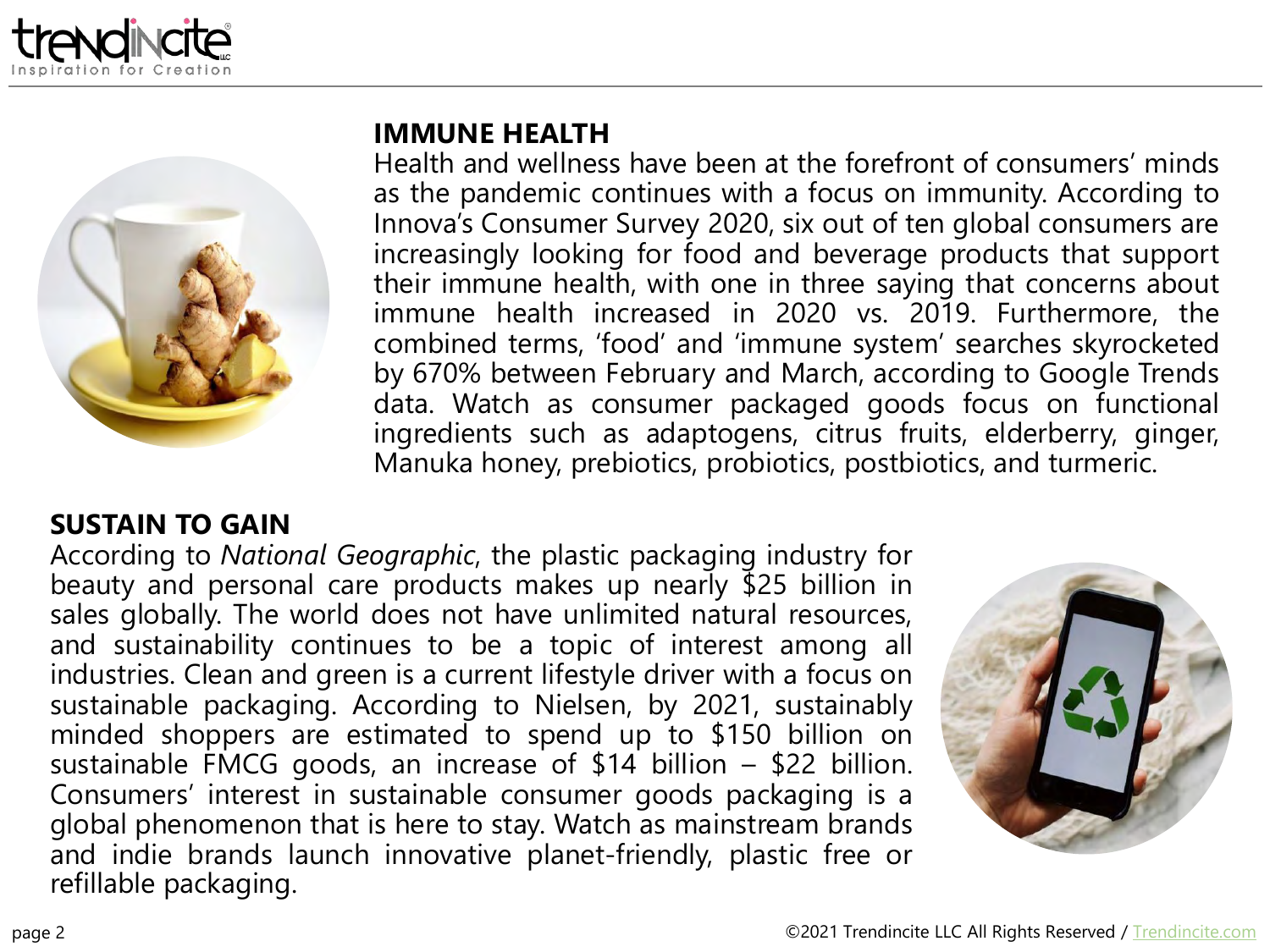## IMMUNE HEALTH

Health and wellness have been at the forefront of consumers' minds as the pandemic continues with a focus on immunity. According to Innova's Consumer Survey 2020, six out of ten global consumers are increasingly looking for food and beverage products that support their immune health, with one in three saying that concerns about immune health increased in 2020 vs. 2019. Furthermore, the combined terms, 'food' and 'immune system' searches skyrocketed by 670% between February and March, according to Google Trends data. Watch as consumer packaged goods focus on functional ingredients such as adaptogens, citrus fruits, elderberry, ginger, Manuka honey, prebiotics, probiotics, postbiotics, and turmeric.

## SUSTAIN TO GAIN

According to *National Geographic*, the plastic packaging industry for beauty and personal care products makes up nearly $25 billion in sales globally. The world does not have unlimited natural resources, and sustainability continues to be a topic of interest among all industries. Clean and green is a current lifestyle driver with a focus on sustainable packaging. According to Nielsen, by 2021, sustainably minded shoppers are estimated to spend up to $150 billion on sustainable FMCG goods, an increase of $14 billion – $22 billion. Consumers' interest in sustainable consumer goods packaging is a global phenomenon that is here to stay. Watch as mainstream brands and indie brands launch innovative planet-friendly, plastic free or refillable packaging.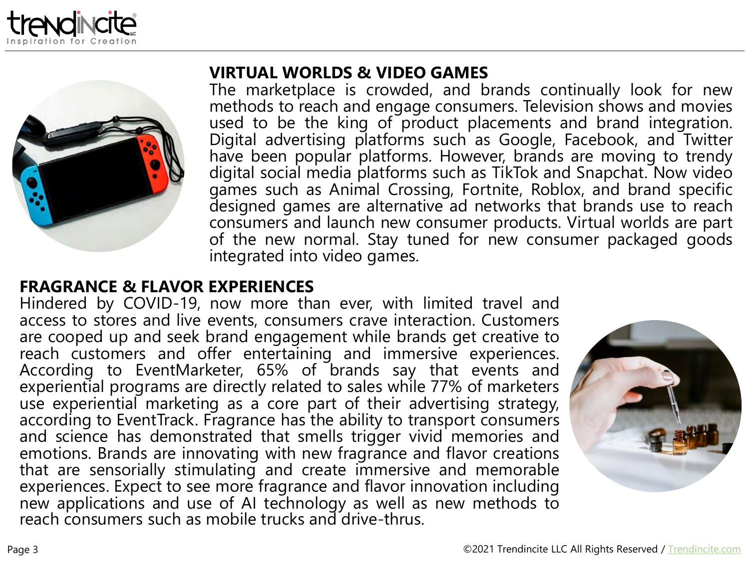## VIRTUAL WORLDS & VIDEO GAMES

The marketplace is crowded, and brands continually look for new methods to reach and engage consumers. Television shows and movies used to be the king of product placements and brand integration. Digital advertising platforms such as Google, Facebook, and Twitter have been popular platforms. However, brands are moving to trendy digital social media platforms such as TikTok and Snapchat. Now video games such as Animal Crossing, Fortnite, Roblox, and brand specific designed games are alternative ad networks that brands use to reach consumers and launch new consumer products. Virtual worlds are part of the new normal. Stay tuned for new consumer packaged goods integrated into video games.

## FRAGRANCE & FLAVOR EXPERIENCES

Hindered by COVID-19, now more than ever, with limited travel and access to stores and live events, consumers crave interaction. Customers are cooped up and seek brand engagement while brands get creative to reach customers and offer entertaining and immersive experiences. According to EventMarketer, 65% of brands say that events and experiential programs are directly related to sales while 77% of marketers use experiential marketing as a core part of their advertising strategy, according to EventTrack. Fragrance has the ability to transport consumers and science has demonstrated that smells trigger vivid memories and emotions. Brands are innovating with new fragrance and flavor creations that are sensorially stimulating and create immersive and memorable experiences. Expect to see more fragrance and flavor innovation including new applications and use of AI technology as well as new methods to reach consumers such as mobile trucks and drive-thrus.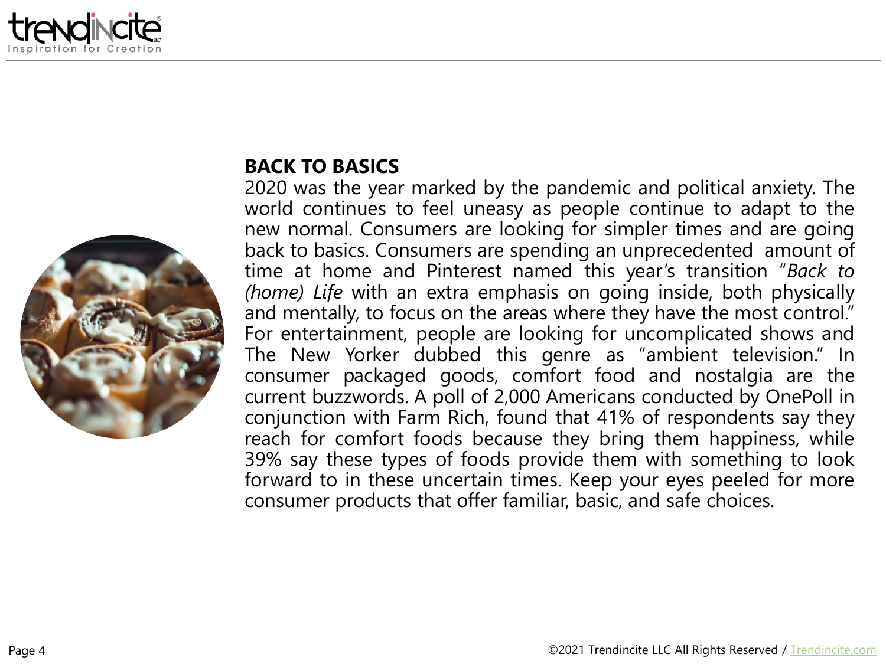## BACK TO BASICS

2020 was the year marked by the pandemic and political anxiety. The world continues to feel uneasy as people continue to adapt to the new normal. Consumers are looking for simpler times and are going back to basics. Consumers are spending an unprecedented amount of time at home and Pinterest named this year's transition "*Back to (home) Life* with an extra emphasis on going inside, both physically and mentally, to focus on the areas where they have the most control." For entertainment, people are looking for uncomplicated shows and The New Yorker dubbed this genre as "ambient television." In consumer packaged goods, comfort food and nostalgia are the current buzzwords. A poll of 2,000 Americans conducted by OnePoll in conjunction with Farm Rich, found that 41% of respondents say they reach for comfort foods because they bring them happiness, while 39% say these types of foods provide them with something to look forward to in these uncertain times. Keep your eyes peeled for more consumer products that offer familiar, basic, and safe choices.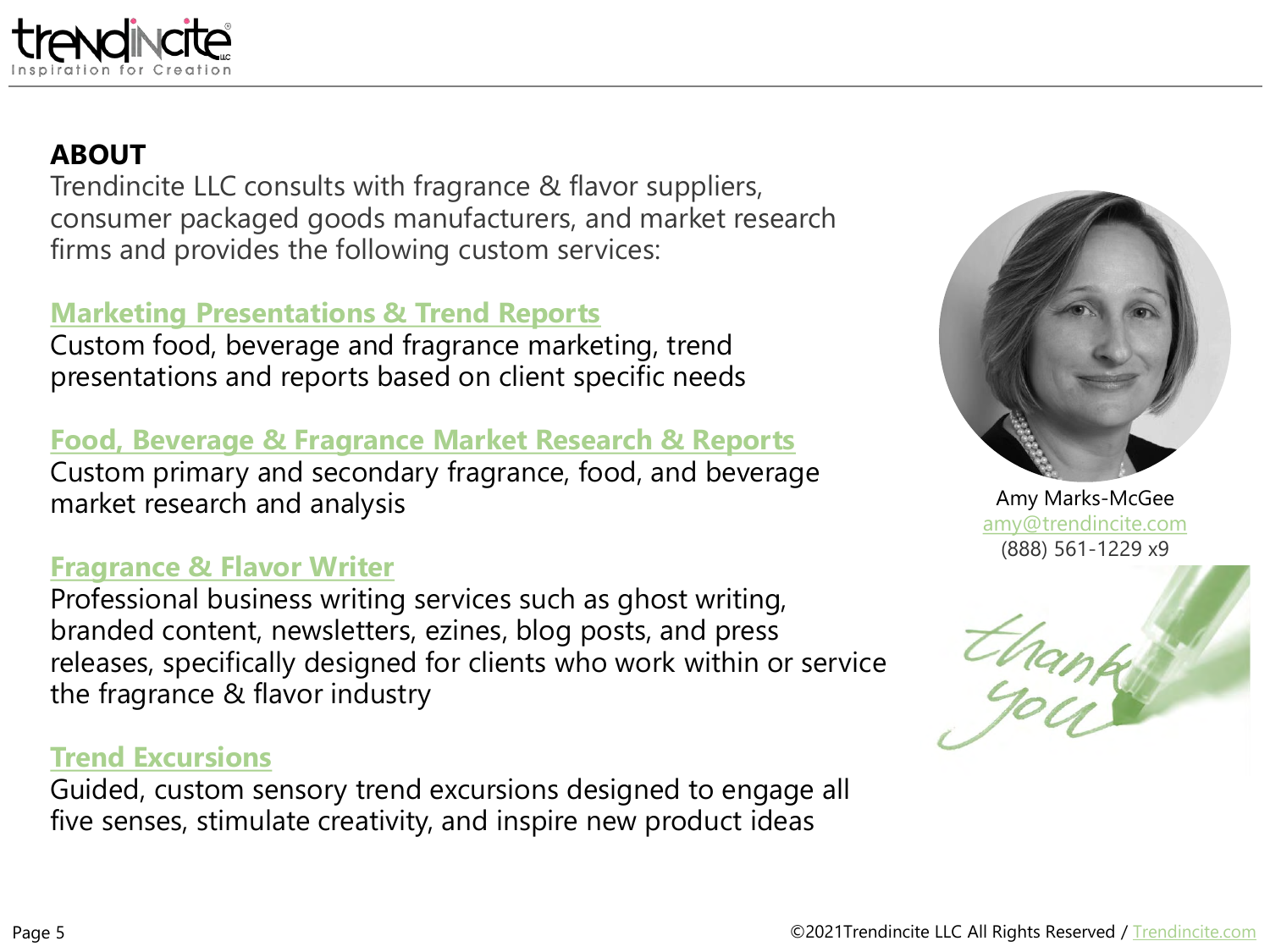## ABOUT

Trendincite LLC consults with fragrance & flavor suppliers, consumer packaged goods manufacturers, and market research firms and provides the following custom services:

### Marketing Presentations & Trend Reports

Custom food, beverage and fragrance marketing, trend presentations and reports based on client specific needs

### Food, Beverage & Fragrance Market Research & Reports

Custom primary and secondary fragrance, food, and beverage market research and analysis

### Fragrance & Flavor Writer

Professional business writing services such as ghost writing, branded content, newsletters, ezines, blog posts, and press releases, specifically designed for clients who work within or service the fragrance & flavor industry

### Trend Excursions

Guided, custom sensory trend excursions designed to engage all five senses, stimulate creativity, and inspire new product ideas

Amy Marks-McGee
amy@trendincite.com
(888) 561-1229 x9

©2021Trendincite LLC All Rights Reserved / Trendincite.com